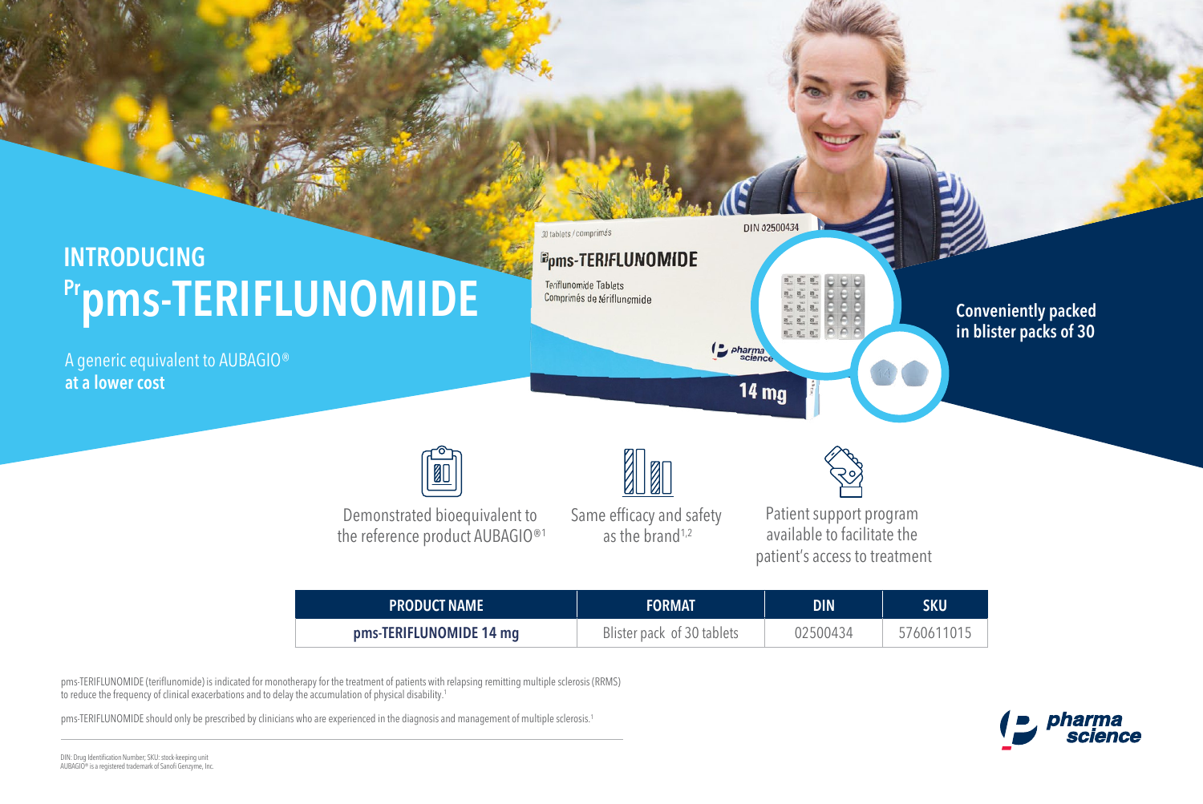# INTRODUCING Prpms-TERIFLUNOMIDE

A generic equivalent to AUBAGIO®
**at a lower cost**

**Conveniently packed in blister packs of 30**

Demonstrated bioequivalent to the reference product AUBAGIO®[1]

Same efficacy and safety as the brand[1,2]

Patient support program available to facilitate the patient's access to treatment

| PRODUCT NAME | FORMAT | DIN | SKU |
|---|---|---|---|
| **pms-TERIFLUNOMIDE 14 mg** | Blister pack of 30 tablets | 02500434 | 5760611015 |

pms-TERIFLUNOMIDE (teriflunomide) is indicated for monotherapy for the treatment of patients with relapsing remitting multiple sclerosis (RRMS) to reduce the frequency of clinical exacerbations and to delay the accumulation of physical disability.[1]

pms-TERIFLUNOMIDE should only be prescribed by clinicians who are experienced in the diagnosis and management of multiple sclerosis.[1]

DIN: Drug Identification Number; SKU: stock-keeping unit
AUBAGIO® is a registered trademark of Sanofi Genzyme, Inc.

pharma science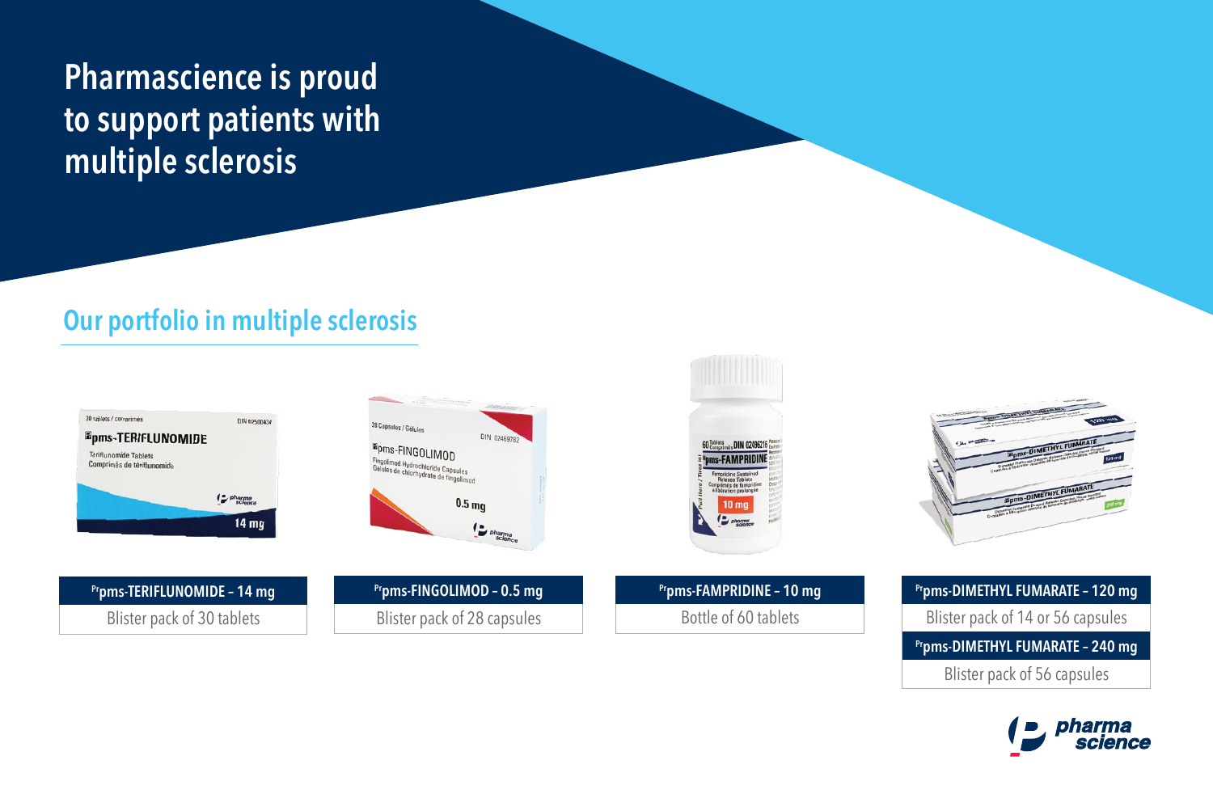# Pharmascience is proud to support patients with multiple sclerosis

## Our portfolio in multiple sclerosis

**Prpms-TERIFLUNOMIDE – 14 mg**
Blister pack of 30 tablets

**Prpms-FINGOLIMOD – 0.5 mg**
Blister pack of 28 capsules

**Prpms-FAMPRIDINE – 10 mg**
Bottle of 60 tablets

**Prpms-DIMETHYL FUMARATE – 120 mg**
Blister pack of 14 or 56 capsules

**Prpms-DIMETHYL FUMARATE – 240 mg**
Blister pack of 56 capsules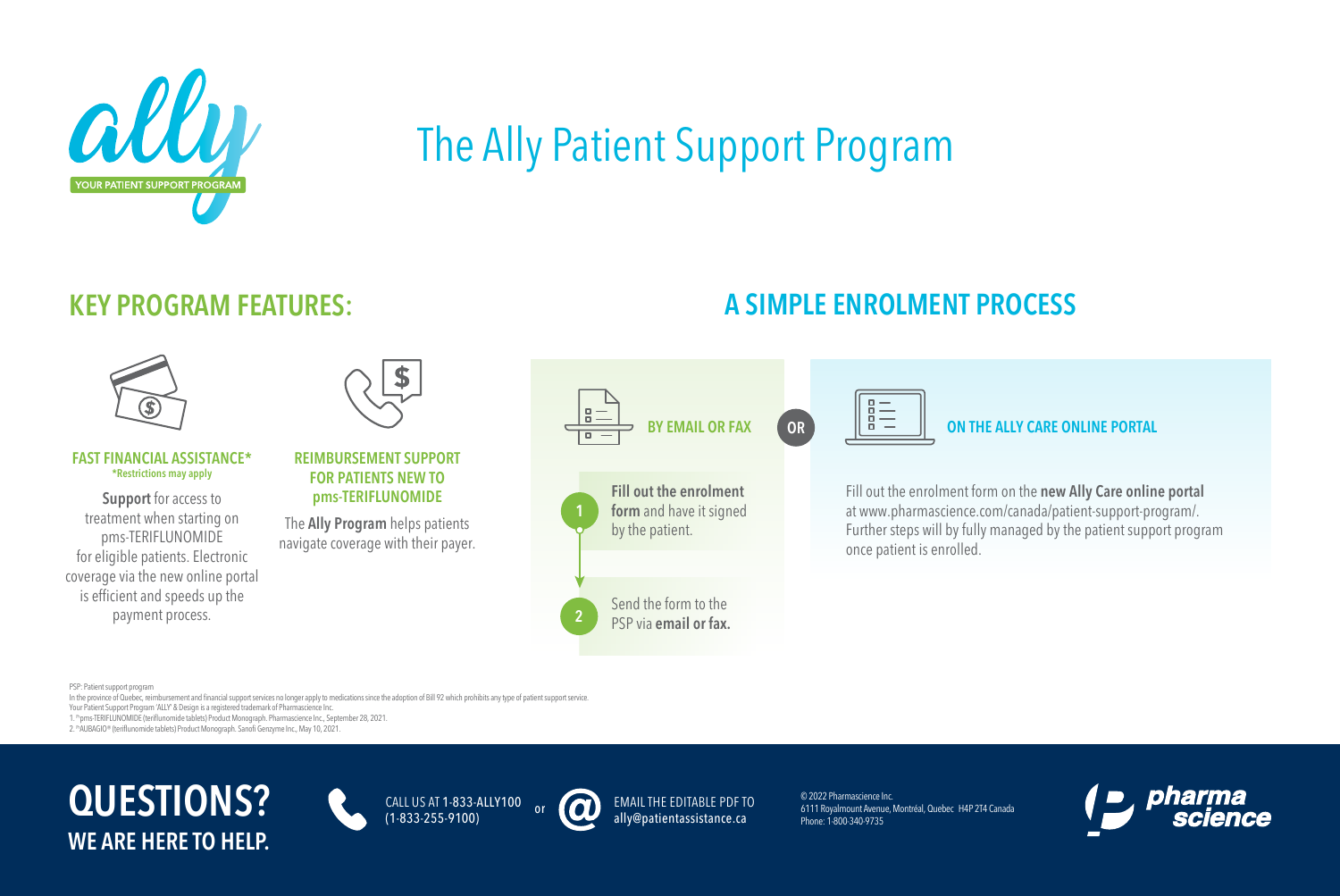ally
YOUR PATIENT SUPPORT PROGRAM

# The Ally Patient Support Program

## KEY PROGRAM FEATURES:

### FAST FINANCIAL ASSISTANCE*
*Restrictions may apply

**Support** for access to treatment when starting on pms-TERIFLUNOMIDE for eligible patients. Electronic coverage via the new online portal is efficient and speeds up the payment process.

### REIMBURSEMENT SUPPORT FOR PATIENTS NEW TO pms-TERIFLUNOMIDE

The **Ally Program** helps patients navigate coverage with their payer.

## A SIMPLE ENROLMENT PROCESS

### BY EMAIL OR FAX

1. **Fill out the enrolment form** and have it signed by the patient.
2. Send the form to the PSP via **email or fax.**

OR

### ON THE ALLY CARE ONLINE PORTAL

Fill out the enrolment form on the **new Ally Care online portal** at www.pharmascience.com/canada/patient-support-program/. Further steps will by fully managed by the patient support program once patient is enrolled.

PSP: Patient support program
In the province of Quebec, reimbursement and financial support services no longer apply to medications since the adoption of Bill 92 which prohibits any type of patient support service.
Your Patient Support Program 'ALLY' & Design is a registered trademark of Pharmascience Inc.
1. Prpms-TERIFLUNOMIDE (teriflunomide tablets) Product Monograph. Pharmascience Inc., September 28, 2021.
2. PrAUBAGIO® (teriflunomide tablets) Product Monograph. Sanofi Genzyme Inc., May 10, 2021.

# QUESTIONS?
## WE ARE HERE TO HELP.

CALL US AT 1-833-ALLY100 (1-833-255-9100)

or

EMAIL THE EDITABLE PDF TO ally@patientassistance.ca

© 2022 Pharmascience Inc.
6111 Royalmount Avenue, Montréal, Quebec H4P 2T4 Canada
Phone: 1-800-340-9735

pharma science